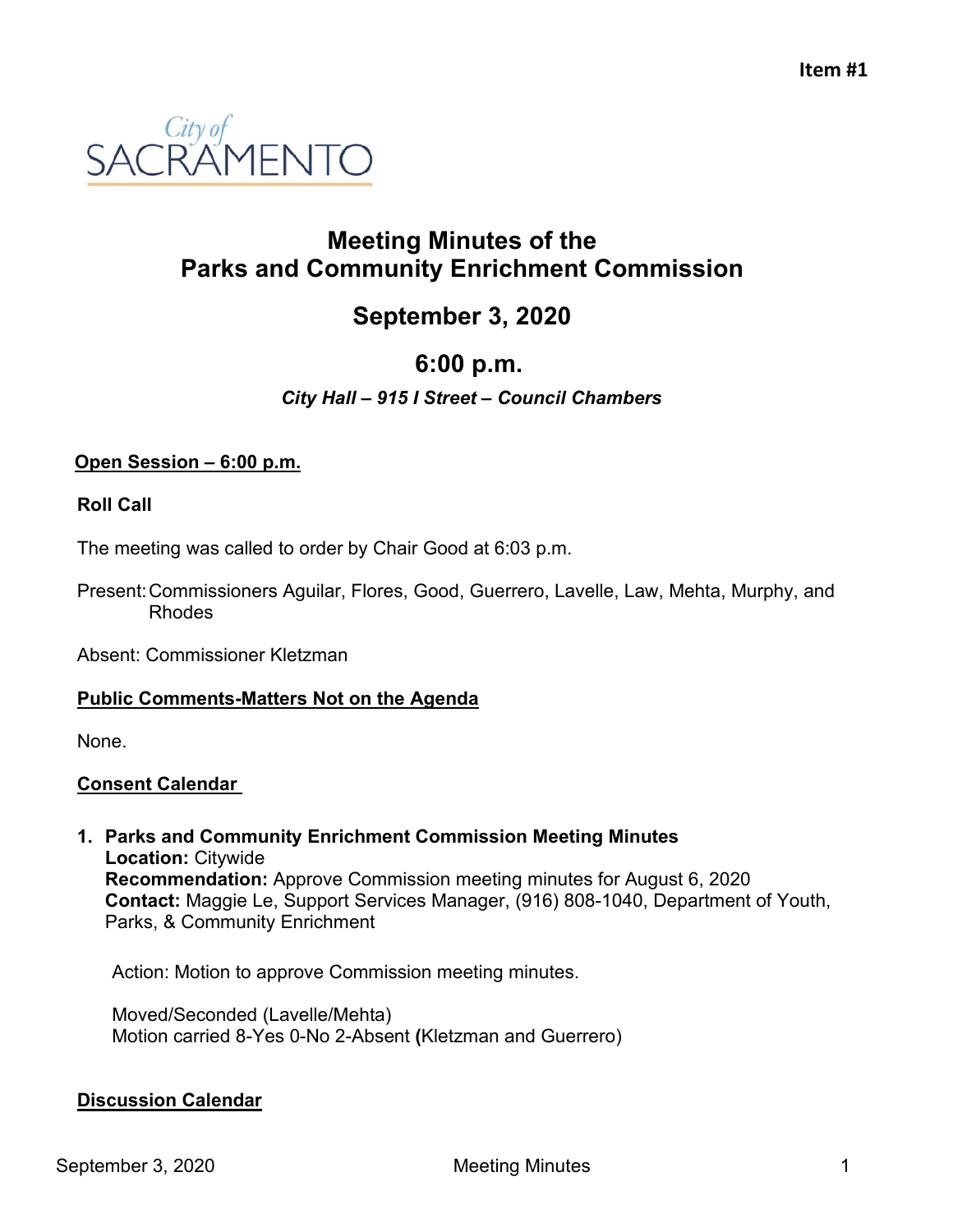Item #1

City of SACRAMENTO

# Meeting Minutes of the Parks and Community Enrichment Commission

## September 3, 2020

## 6:00 p.m.

***City Hall – 915 I Street – Council Chambers***

**Open Session – 6:00 p.m.**

**Roll Call**

The meeting was called to order by Chair Good at 6:03 p.m.

Present: Commissioners Aguilar, Flores, Good, Guerrero, Lavelle, Law, Mehta, Murphy, and Rhodes

Absent: Commissioner Kletzman

**Public Comments-Matters Not on the Agenda**

None.

**Consent Calendar**

1. **Parks and Community Enrichment Commission Meeting Minutes**
   **Location:** Citywide
   **Recommendation:** Approve Commission meeting minutes for August 6, 2020
   **Contact:** Maggie Le, Support Services Manager, (916) 808-1040, Department of Youth, Parks, & Community Enrichment

   Action: Motion to approve Commission meeting minutes.

   Moved/Seconded (Lavelle/Mehta)
   Motion carried 8-Yes 0-No 2-Absent **(**Kletzman and Guerrero)

**Discussion Calendar**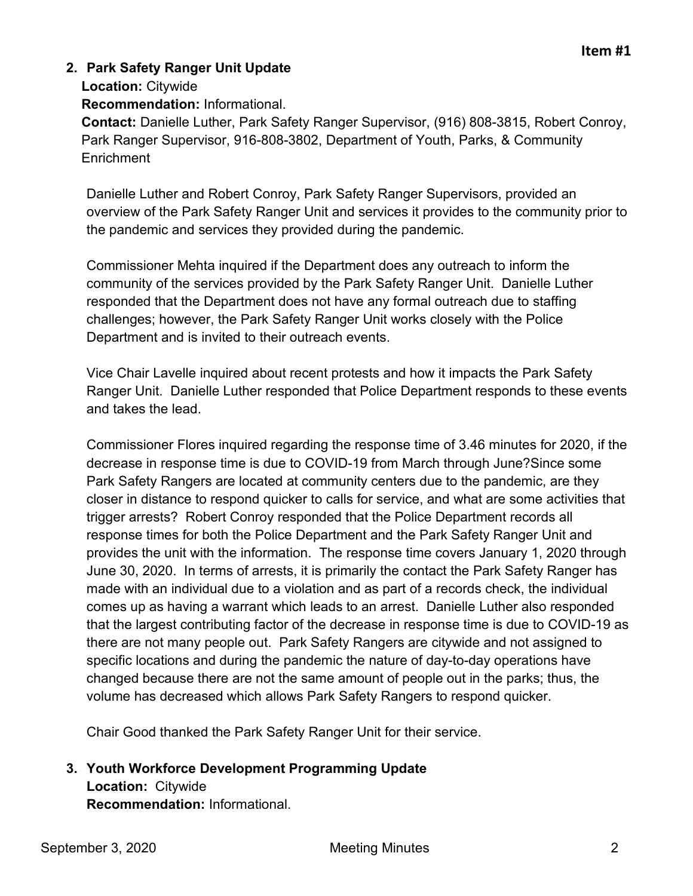**Item #1**

2. **Park Safety Ranger Unit Update**
   **Location:** Citywide
   **Recommendation:** Informational.
   **Contact:** Danielle Luther, Park Safety Ranger Supervisor, (916) 808-3815, Robert Conroy, Park Ranger Supervisor, 916-808-3802, Department of Youth, Parks, & Community Enrichment

   Danielle Luther and Robert Conroy, Park Safety Ranger Supervisors, provided an overview of the Park Safety Ranger Unit and services it provides to the community prior to the pandemic and services they provided during the pandemic.

   Commissioner Mehta inquired if the Department does any outreach to inform the community of the services provided by the Park Safety Ranger Unit. Danielle Luther responded that the Department does not have any formal outreach due to staffing challenges; however, the Park Safety Ranger Unit works closely with the Police Department and is invited to their outreach events.

   Vice Chair Lavelle inquired about recent protests and how it impacts the Park Safety Ranger Unit. Danielle Luther responded that Police Department responds to these events and takes the lead.

   Commissioner Flores inquired regarding the response time of 3.46 minutes for 2020, if the decrease in response time is due to COVID-19 from March through June?Since some Park Safety Rangers are located at community centers due to the pandemic, are they closer in distance to respond quicker to calls for service, and what are some activities that trigger arrests? Robert Conroy responded that the Police Department records all response times for both the Police Department and the Park Safety Ranger Unit and provides the unit with the information. The response time covers January 1, 2020 through June 30, 2020. In terms of arrests, it is primarily the contact the Park Safety Ranger has made with an individual due to a violation and as part of a records check, the individual comes up as having a warrant which leads to an arrest. Danielle Luther also responded that the largest contributing factor of the decrease in response time is due to COVID-19 as there are not many people out. Park Safety Rangers are citywide and not assigned to specific locations and during the pandemic the nature of day-to-day operations have changed because there are not the same amount of people out in the parks; thus, the volume has decreased which allows Park Safety Rangers to respond quicker.

   Chair Good thanked the Park Safety Ranger Unit for their service.

3. **Youth Workforce Development Programming Update**
   **Location:** Citywide
   **Recommendation:** Informational.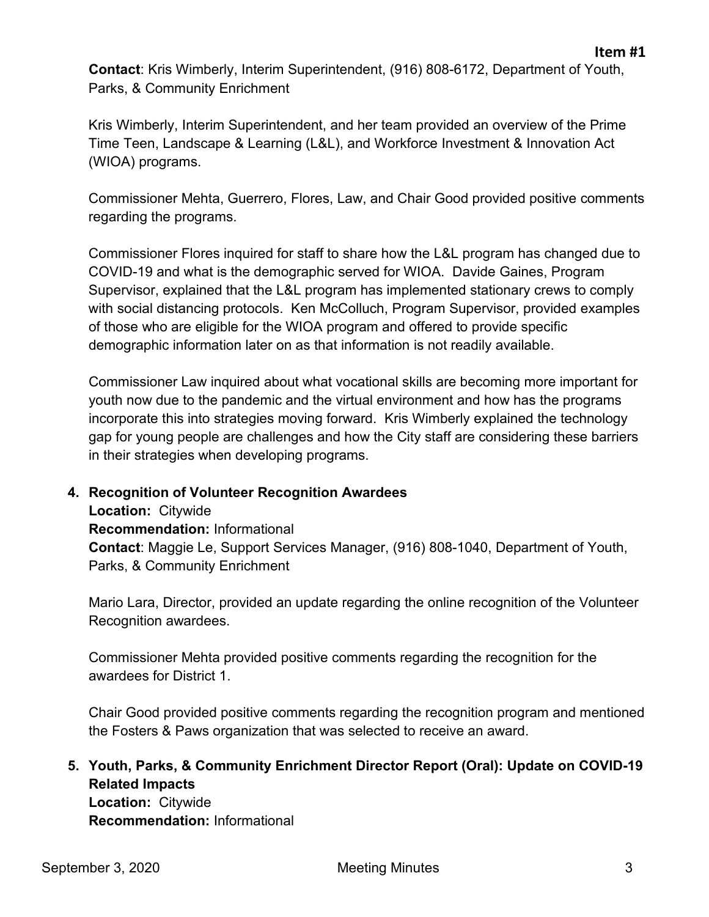**Item #1**

**Contact**: Kris Wimberly, Interim Superintendent, (916) 808-6172, Department of Youth, Parks, & Community Enrichment

Kris Wimberly, Interim Superintendent, and her team provided an overview of the Prime Time Teen, Landscape & Learning (L&L), and Workforce Investment & Innovation Act (WIOA) programs.

Commissioner Mehta, Guerrero, Flores, Law, and Chair Good provided positive comments regarding the programs.

Commissioner Flores inquired for staff to share how the L&L program has changed due to COVID-19 and what is the demographic served for WIOA. Davide Gaines, Program Supervisor, explained that the L&L program has implemented stationary crews to comply with social distancing protocols. Ken McColluch, Program Supervisor, provided examples of those who are eligible for the WIOA program and offered to provide specific demographic information later on as that information is not readily available.

Commissioner Law inquired about what vocational skills are becoming more important for youth now due to the pandemic and the virtual environment and how has the programs incorporate this into strategies moving forward. Kris Wimberly explained the technology gap for young people are challenges and how the City staff are considering these barriers in their strategies when developing programs.

4. **Recognition of Volunteer Recognition Awardees**
   **Location:** Citywide
   **Recommendation:** Informational
   **Contact**: Maggie Le, Support Services Manager, (916) 808-1040, Department of Youth, Parks, & Community Enrichment

   Mario Lara, Director, provided an update regarding the online recognition of the Volunteer Recognition awardees.

   Commissioner Mehta provided positive comments regarding the recognition for the awardees for District 1.

   Chair Good provided positive comments regarding the recognition program and mentioned the Fosters & Paws organization that was selected to receive an award.

5. **Youth, Parks, & Community Enrichment Director Report (Oral): Update on COVID-19 Related Impacts**
   **Location:** Citywide
   **Recommendation:** Informational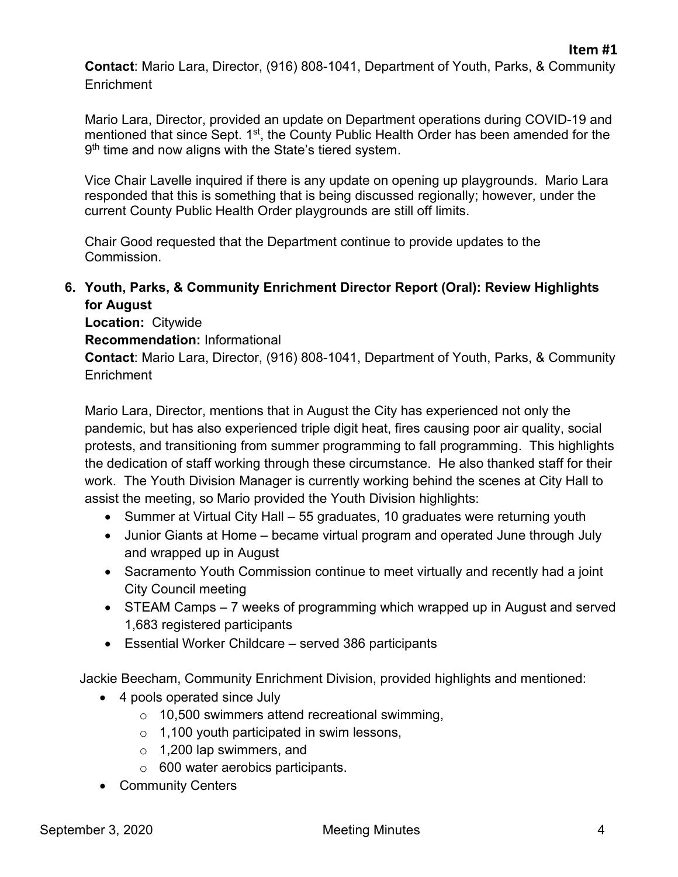**Item #1**

**Contact**: Mario Lara, Director, (916) 808-1041, Department of Youth, Parks, & Community Enrichment

Mario Lara, Director, provided an update on Department operations during COVID-19 and mentioned that since Sept. 1st, the County Public Health Order has been amended for the 9th time and now aligns with the State's tiered system.

Vice Chair Lavelle inquired if there is any update on opening up playgrounds. Mario Lara responded that this is something that is being discussed regionally; however, under the current County Public Health Order playgrounds are still off limits.

Chair Good requested that the Department continue to provide updates to the Commission.

**6. Youth, Parks, & Community Enrichment Director Report (Oral): Review Highlights for August**

**Location:** Citywide
**Recommendation:** Informational
**Contact**: Mario Lara, Director, (916) 808-1041, Department of Youth, Parks, & Community Enrichment

Mario Lara, Director, mentions that in August the City has experienced not only the pandemic, but has also experienced triple digit heat, fires causing poor air quality, social protests, and transitioning from summer programming to fall programming. This highlights the dedication of staff working through these circumstance. He also thanked staff for their work. The Youth Division Manager is currently working behind the scenes at City Hall to assist the meeting, so Mario provided the Youth Division highlights:

- Summer at Virtual City Hall – 55 graduates, 10 graduates were returning youth
- Junior Giants at Home – became virtual program and operated June through July and wrapped up in August
- Sacramento Youth Commission continue to meet virtually and recently had a joint City Council meeting
- STEAM Camps – 7 weeks of programming which wrapped up in August and served 1,683 registered participants
- Essential Worker Childcare – served 386 participants

Jackie Beecham, Community Enrichment Division, provided highlights and mentioned:

- 4 pools operated since July
  - 10,500 swimmers attend recreational swimming,
  - 1,100 youth participated in swim lessons,
  - 1,200 lap swimmers, and
  - 600 water aerobics participants.
- Community Centers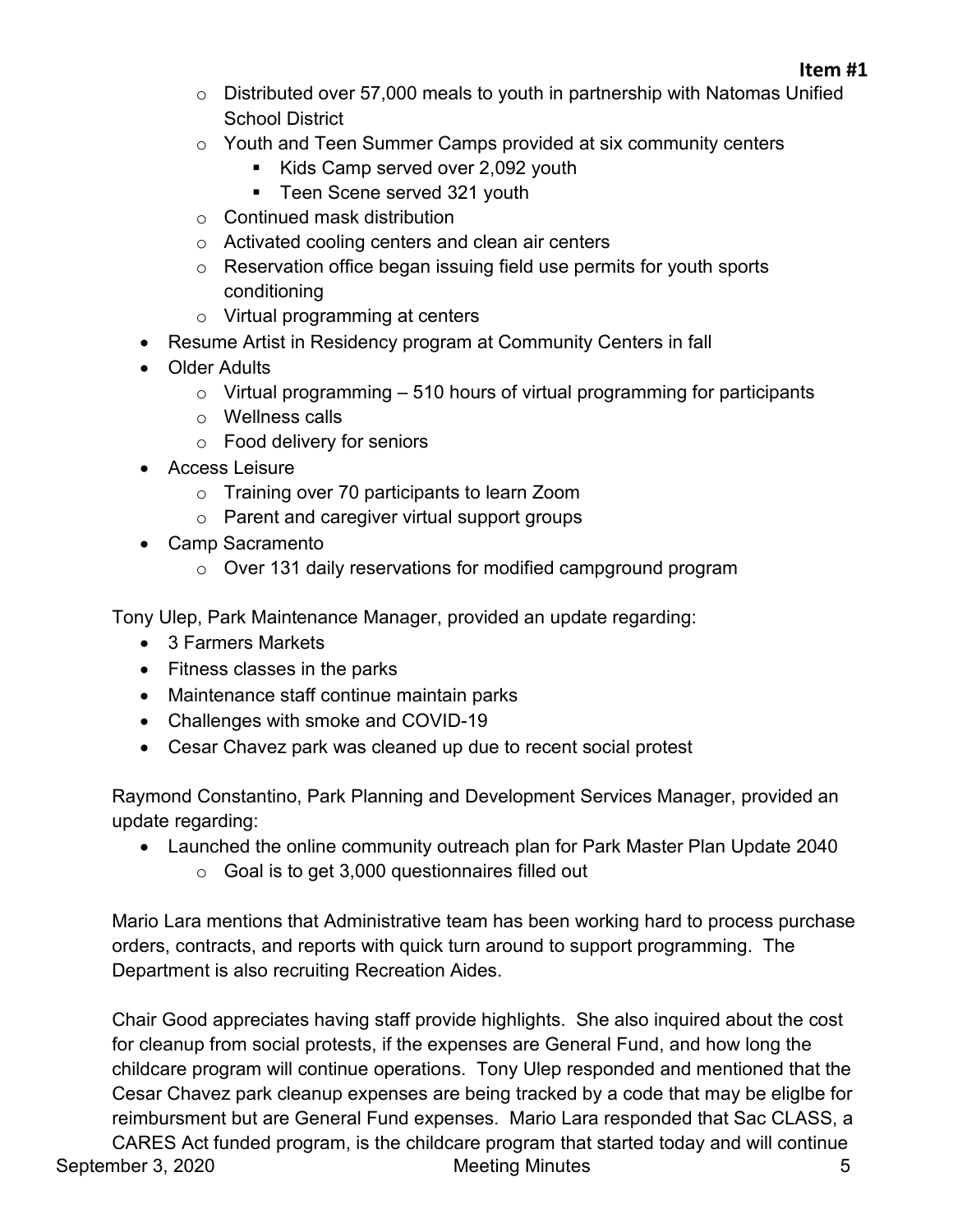- Distributed over 57,000 meals to youth in partnership with Natomas Unified School District
  - Youth and Teen Summer Camps provided at six community centers
    - Kids Camp served over 2,092 youth
    - Teen Scene served 321 youth
  - Continued mask distribution
  - Activated cooling centers and clean air centers
  - Reservation office began issuing field use permits for youth sports conditioning
  - Virtual programming at centers
- Resume Artist in Residency program at Community Centers in fall
- Older Adults
  - Virtual programming – 510 hours of virtual programming for participants
  - Wellness calls
  - Food delivery for seniors
- Access Leisure
  - Training over 70 participants to learn Zoom
  - Parent and caregiver virtual support groups
- Camp Sacramento
  - Over 131 daily reservations for modified campground program

Tony Ulep, Park Maintenance Manager, provided an update regarding:

- 3 Farmers Markets
- Fitness classes in the parks
- Maintenance staff continue maintain parks
- Challenges with smoke and COVID-19
- Cesar Chavez park was cleaned up due to recent social protest

Raymond Constantino, Park Planning and Development Services Manager, provided an update regarding:

- Launched the online community outreach plan for Park Master Plan Update 2040
  - Goal is to get 3,000 questionnaires filled out

Mario Lara mentions that Administrative team has been working hard to process purchase orders, contracts, and reports with quick turn around to support programming. The Department is also recruiting Recreation Aides.

Chair Good appreciates having staff provide highlights. She also inquired about the cost for cleanup from social protests, if the expenses are General Fund, and how long the childcare program will continue operations. Tony Ulep responded and mentioned that the Cesar Chavez park cleanup expenses are being tracked by a code that may be eliglbe for reimbursment but are General Fund expenses. Mario Lara responded that Sac CLASS, a CARES Act funded program, is the childcare program that started today and will continue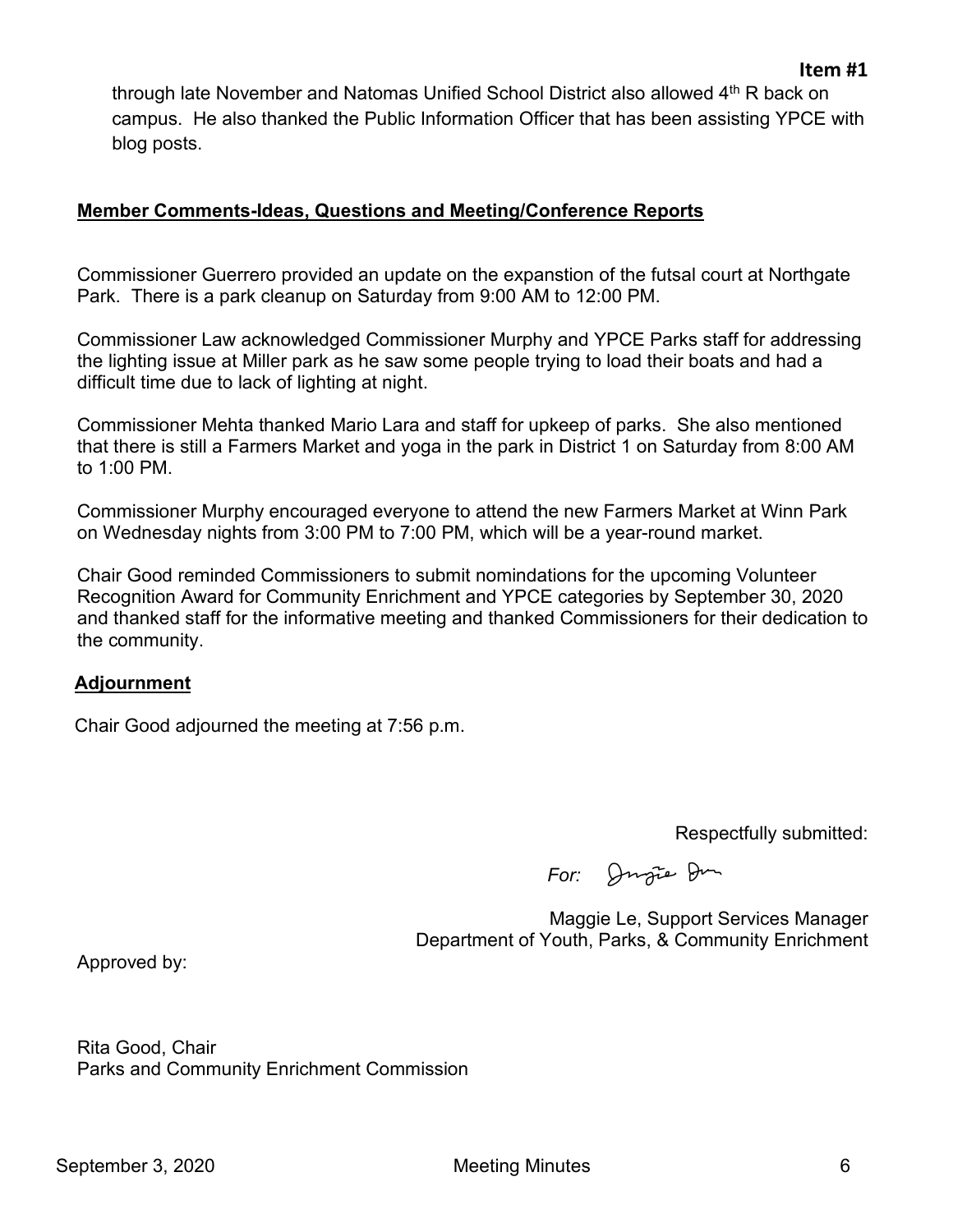**Item #1**

through late November and Natomas Unified School District also allowed 4th R back on campus. He also thanked the Public Information Officer that has been assisting YPCE with blog posts.

**Member Comments-Ideas, Questions and Meeting/Conference Reports**

Commissioner Guerrero provided an update on the expanstion of the futsal court at Northgate Park. There is a park cleanup on Saturday from 9:00 AM to 12:00 PM.

Commissioner Law acknowledged Commissioner Murphy and YPCE Parks staff for addressing the lighting issue at Miller park as he saw some people trying to load their boats and had a difficult time due to lack of lighting at night.

Commissioner Mehta thanked Mario Lara and staff for upkeep of parks. She also mentioned that there is still a Farmers Market and yoga in the park in District 1 on Saturday from 8:00 AM to 1:00 PM.

Commissioner Murphy encouraged everyone to attend the new Farmers Market at Winn Park on Wednesday nights from 3:00 PM to 7:00 PM, which will be a year-round market.

Chair Good reminded Commissioners to submit nomindations for the upcoming Volunteer Recognition Award for Community Enrichment and YPCE categories by September 30, 2020 and thanked staff for the informative meeting and thanked Commissioners for their dedication to the community.

**Adjournment**

Chair Good adjourned the meeting at 7:56 p.m.

Respectfully submitted:

*For:* Angie Dun

Maggie Le, Support Services Manager
Department of Youth, Parks, & Community Enrichment

Approved by:

Rita Good, Chair
Parks and Community Enrichment Commission